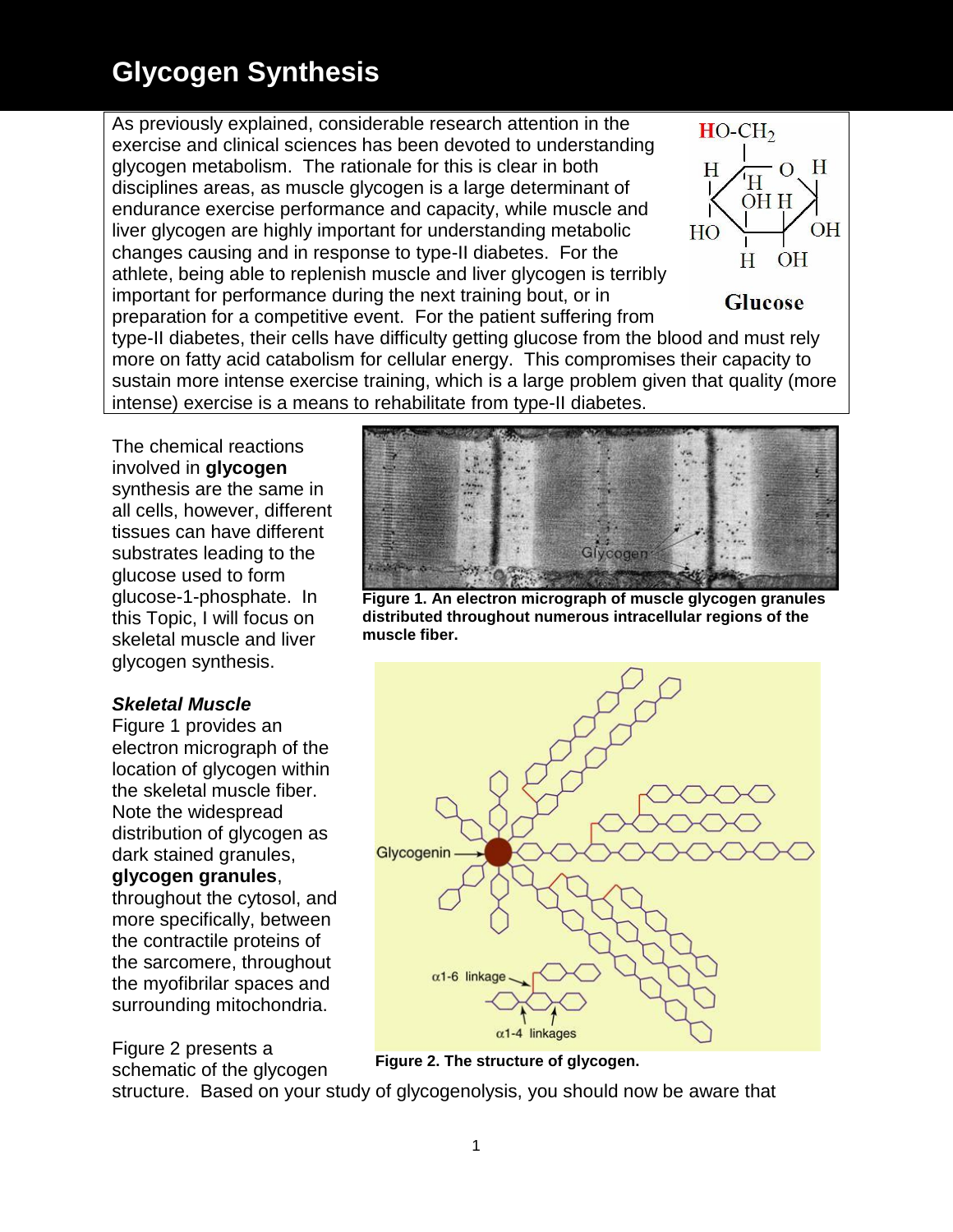# Glycogen Synthesis

As previously explained, considerable research attention in the exercise and clinical sciences has been devoted to understanding glycogen metabolism. The rationale for this is clear in both disciplines areas, as muscle glycogen is a large determinant of endurance exercise performance and capacity, while muscle and liver glycogen are highly important for understanding metabolic changes causing and in response to type-II diabetes. For the athlete, being able to replenish muscle and liver glycogen is terribly important for performance during the next training bout, or in preparation for a competitive event. For the patient suffering from type-II diabetes, their cells have difficulty getting glucose from the blood and must rely more on fatty acid catabolism for cellular energy. This compromises their capacity to sustain more intense exercise training, which is a large problem given that quality (more intense) exercise is a means to rehabilitate from type-II diabetes.

The chemical reactions involved in **glycogen** synthesis are the same in all cells, however, different tissues can have different substrates leading to the glucose used to form glucose-1-phosphate. In this Topic, I will focus on skeletal muscle and liver glycogen synthesis.

**Figure 1. An electron micrograph of muscle glycogen granules distributed throughout numerous intracellular regions of the muscle fiber.**

### *Skeletal Muscle*

Figure 1 provides an electron micrograph of the location of glycogen within the skeletal muscle fiber. Note the widespread distribution of glycogen as dark stained granules, **glycogen granules**, throughout the cytosol, and more specifically, between the contractile proteins of the sarcomere, throughout the myofibrilar spaces and surrounding mitochondria.

**Figure 2. The structure of glycogen.**

Figure 2 presents a schematic of the glycogen structure. Based on your study of glycogenolysis, you should now be aware that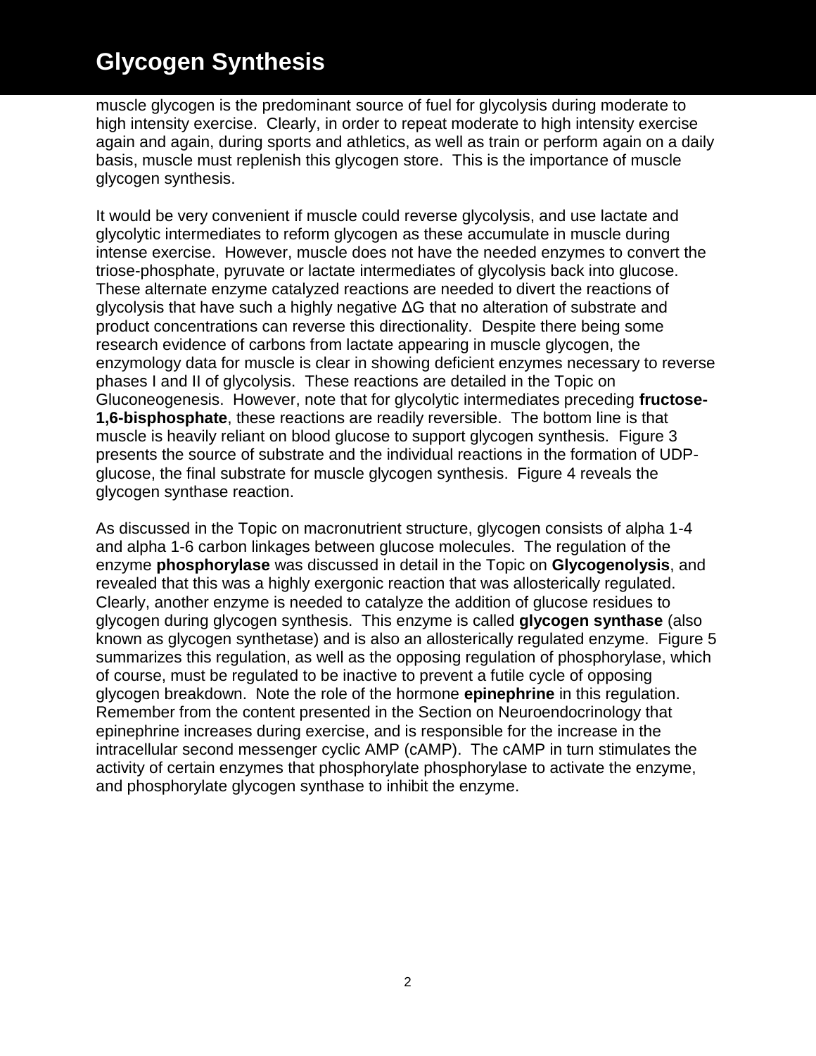muscle glycogen is the predominant source of fuel for glycolysis during moderate to high intensity exercise. Clearly, in order to repeat moderate to high intensity exercise again and again, during sports and athletics, as well as train or perform again on a daily basis, muscle must replenish this glycogen store. This is the importance of muscle glycogen synthesis.

It would be very convenient if muscle could reverse glycolysis, and use lactate and glycolytic intermediates to reform glycogen as these accumulate in muscle during intense exercise. However, muscle does not have the needed enzymes to convert the triose-phosphate, pyruvate or lactate intermediates of glycolysis back into glucose. These alternate enzyme catalyzed reactions are needed to divert the reactions of glycolysis that have such a highly negative ΔG that no alteration of substrate and product concentrations can reverse this directionality. Despite there being some research evidence of carbons from lactate appearing in muscle glycogen, the enzymology data for muscle is clear in showing deficient enzymes necessary to reverse phases I and II of glycolysis. These reactions are detailed in the Topic on Gluconeogenesis. However, note that for glycolytic intermediates preceding **fructose-1,6-bisphosphate**, these reactions are readily reversible. The bottom line is that muscle is heavily reliant on blood glucose to support glycogen synthesis. Figure 3 presents the source of substrate and the individual reactions in the formation of UDP-glucose, the final substrate for muscle glycogen synthesis. Figure 4 reveals the glycogen synthase reaction.

As discussed in the Topic on macronutrient structure, glycogen consists of alpha 1-4 and alpha 1-6 carbon linkages between glucose molecules. The regulation of the enzyme **phosphorylase** was discussed in detail in the Topic on **Glycogenolysis**, and revealed that this was a highly exergonic reaction that was allosterically regulated. Clearly, another enzyme is needed to catalyze the addition of glucose residues to glycogen during glycogen synthesis. This enzyme is called **glycogen synthase** (also known as glycogen synthetase) and is also an allosterically regulated enzyme. Figure 5 summarizes this regulation, as well as the opposing regulation of phosphorylase, which of course, must be regulated to be inactive to prevent a futile cycle of opposing glycogen breakdown. Note the role of the hormone **epinephrine** in this regulation. Remember from the content presented in the Section on Neuroendocrinology that epinephrine increases during exercise, and is responsible for the increase in the intracellular second messenger cyclic AMP (cAMP). The cAMP in turn stimulates the activity of certain enzymes that phosphorylate phosphorylase to activate the enzyme, and phosphorylate glycogen synthase to inhibit the enzyme.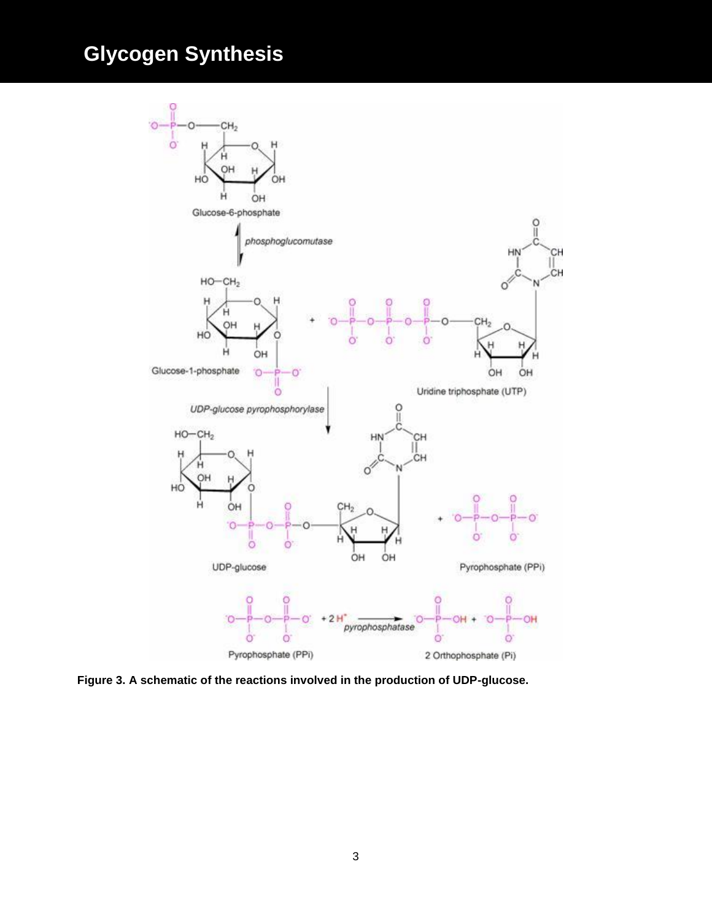# Glycogen Synthesis

**Figure 3. A schematic of the reactions involved in the production of UDP-glucose.**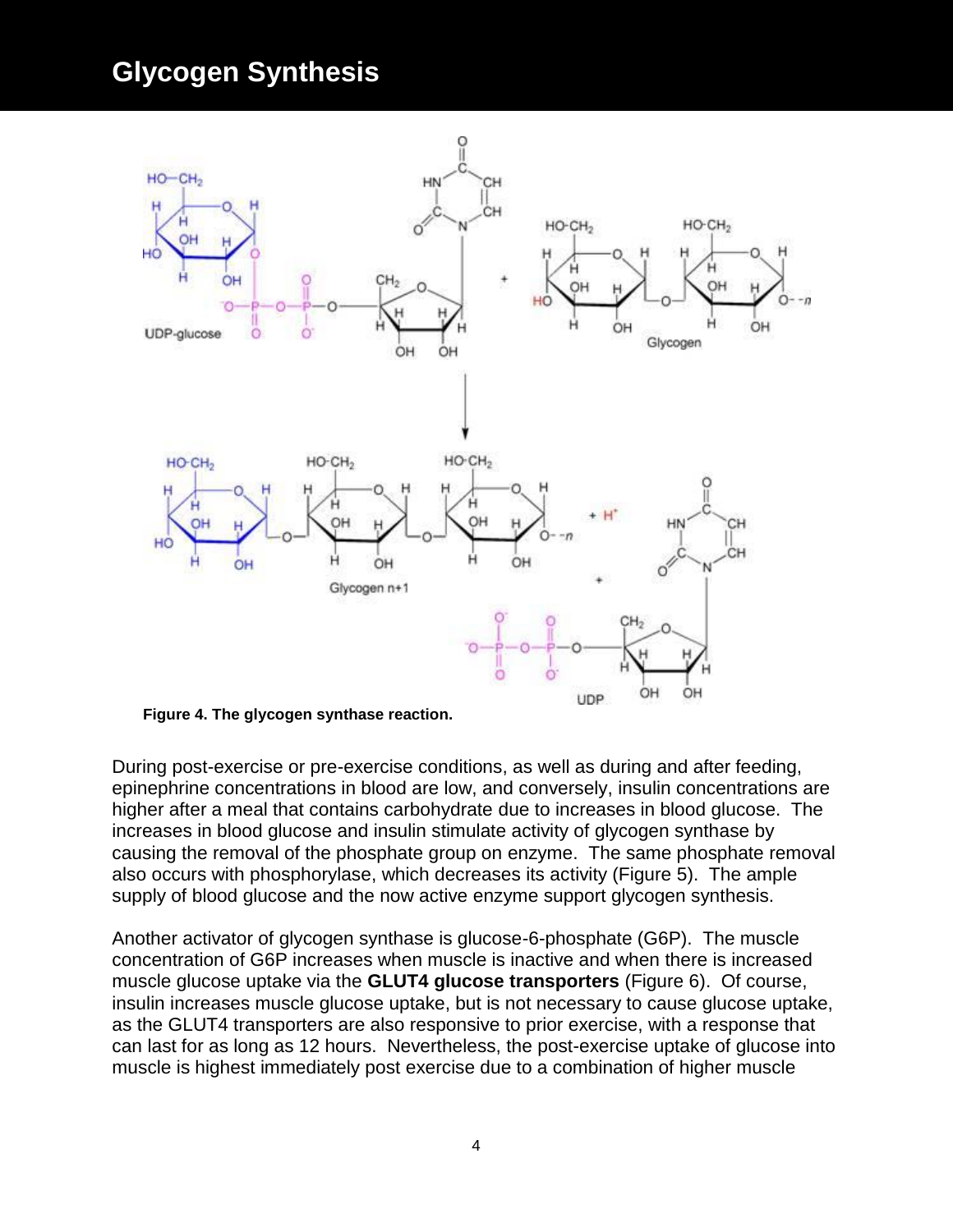# Glycogen Synthesis

**Figure 4. The glycogen synthase reaction.**

During post-exercise or pre-exercise conditions, as well as during and after feeding, epinephrine concentrations in blood are low, and conversely, insulin concentrations are higher after a meal that contains carbohydrate due to increases in blood glucose. The increases in blood glucose and insulin stimulate activity of glycogen synthase by causing the removal of the phosphate group on enzyme. The same phosphate removal also occurs with phosphorylase, which decreases its activity (Figure 5). The ample supply of blood glucose and the now active enzyme support glycogen synthesis.

Another activator of glycogen synthase is glucose-6-phosphate (G6P). The muscle concentration of G6P increases when muscle is inactive and when there is increased muscle glucose uptake via the **GLUT4 glucose transporters** (Figure 6). Of course, insulin increases muscle glucose uptake, but is not necessary to cause glucose uptake, as the GLUT4 transporters are also responsive to prior exercise, with a response that can last for as long as 12 hours. Nevertheless, the post-exercise uptake of glucose into muscle is highest immediately post exercise due to a combination of higher muscle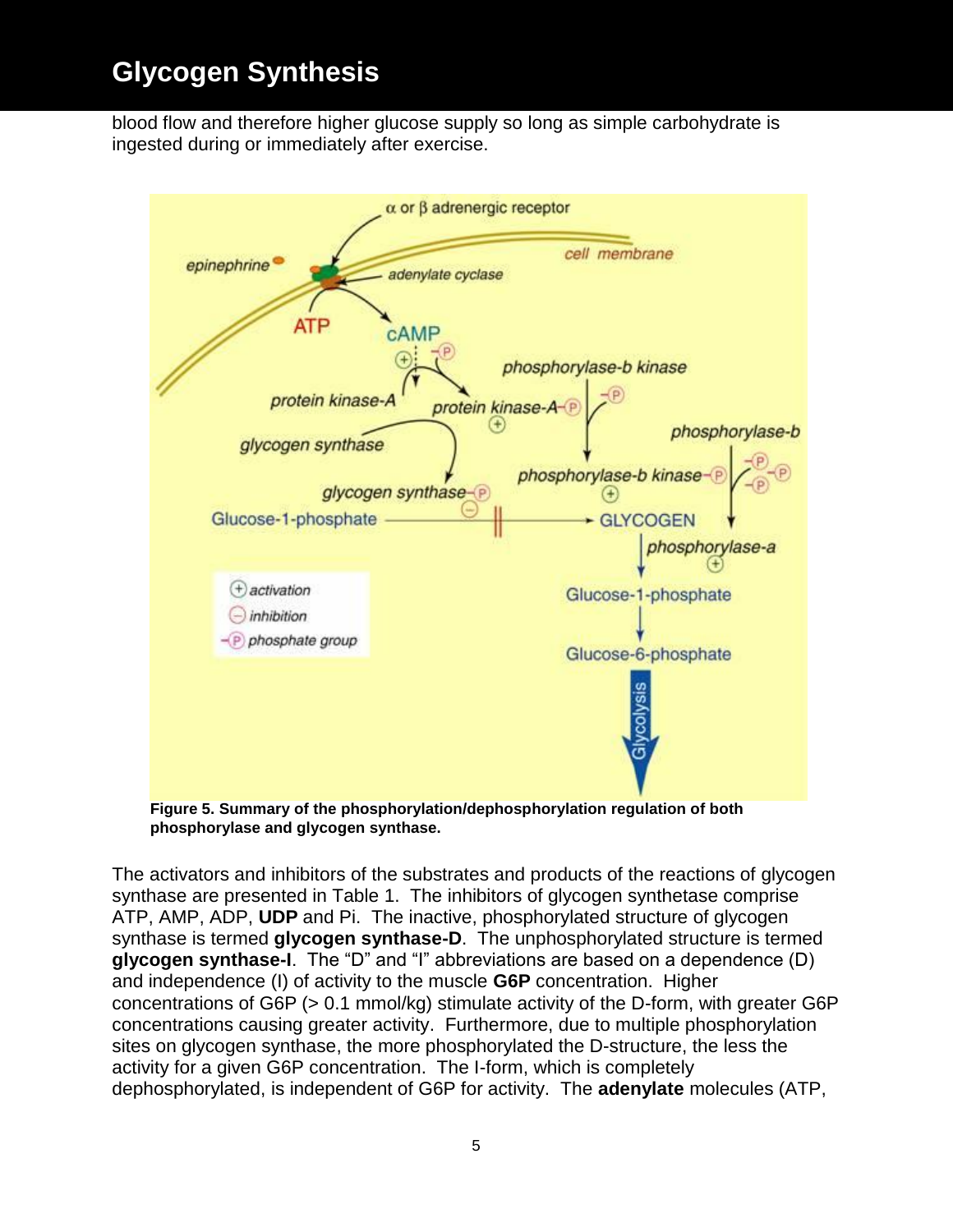blood flow and therefore higher glucose supply so long as simple carbohydrate is ingested during or immediately after exercise.

**Figure 5. Summary of the phosphorylation/dephosphorylation regulation of both phosphorylase and glycogen synthase.**

The activators and inhibitors of the substrates and products of the reactions of glycogen synthase are presented in Table 1. The inhibitors of glycogen synthetase comprise ATP, AMP, ADP, **UDP** and Pi. The inactive, phosphorylated structure of glycogen synthase is termed **glycogen synthase-D**. The unphosphorylated structure is termed **glycogen synthase-I**. The "D" and "I" abbreviations are based on a dependence (D) and independence (I) of activity to the muscle **G6P** concentration. Higher concentrations of G6P (> 0.1 mmol/kg) stimulate activity of the D-form, with greater G6P concentrations causing greater activity. Furthermore, due to multiple phosphorylation sites on glycogen synthase, the more phosphorylated the D-structure, the less the activity for a given G6P concentration. The I-form, which is completely dephosphorylated, is independent of G6P for activity. The **adenylate** molecules (ATP,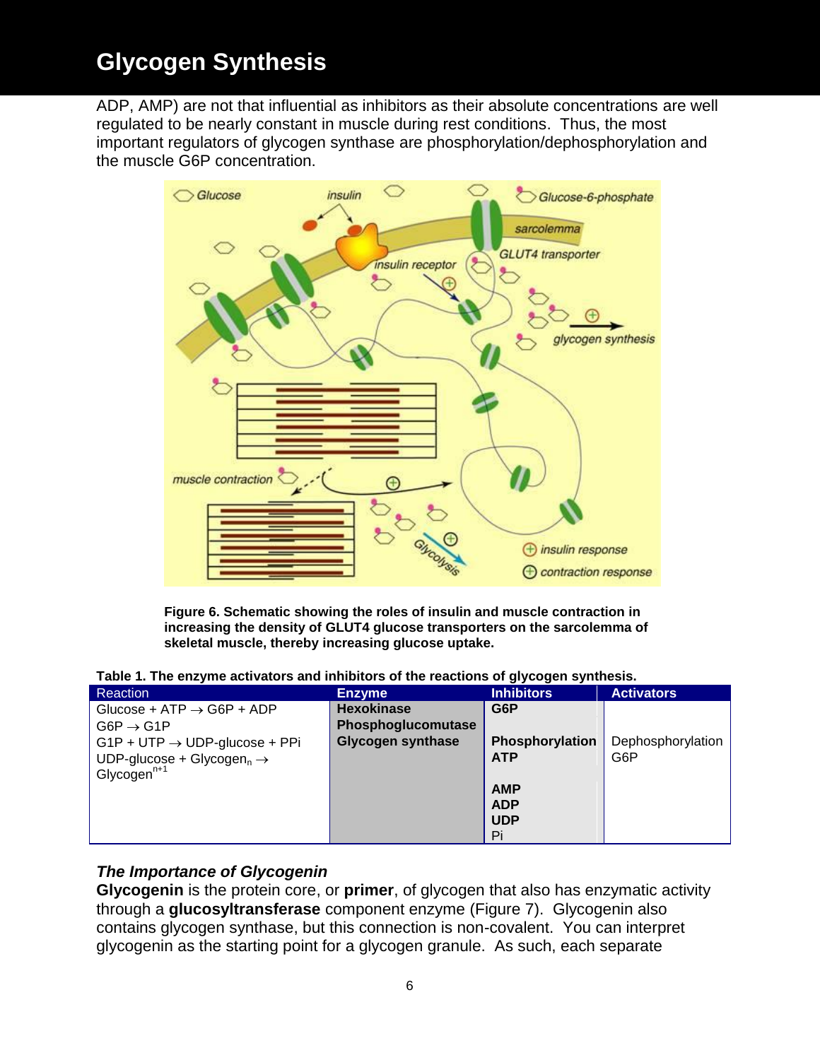ADP, AMP) are not that influential as inhibitors as their absolute concentrations are well regulated to be nearly constant in muscle during rest conditions. Thus, the most important regulators of glycogen synthase are phosphorylation/dephosphorylation and the muscle G6P concentration.

**Figure 6. Schematic showing the roles of insulin and muscle contraction in increasing the density of GLUT4 glucose transporters on the sarcolemma of skeletal muscle, thereby increasing glucose uptake.**

**Table 1. The enzyme activators and inhibitors of the reactions of glycogen synthesis.**

| Reaction | Enzyme | Inhibitors | Activators |
|---|---|---|---|
| Glucose + ATP → G6P + ADP | **Hexokinase** | **G6P** | |
| G6P → G1P | **Phosphoglucomutase** | | |
| G1P + UTP → UDP-glucose + PPi | **Glycogen synthase** | **Phosphorylation** | Dephosphorylation |
| UDP-glucose + Glycogen$_n$ → Glycogen$^{n+1}$ | | **ATP** | G6P |
| | | **AMP** | |
| | | **ADP** | |
| | | **UDP** | |
| | | Pi | |

### *The Importance of Glycogenin*

**Glycogenin** is the protein core, or **primer**, of glycogen that also has enzymatic activity through a **glucosyltransferase** component enzyme (Figure 7). Glycogenin also contains glycogen synthase, but this connection is non-covalent. You can interpret glycogenin as the starting point for a glycogen granule. As such, each separate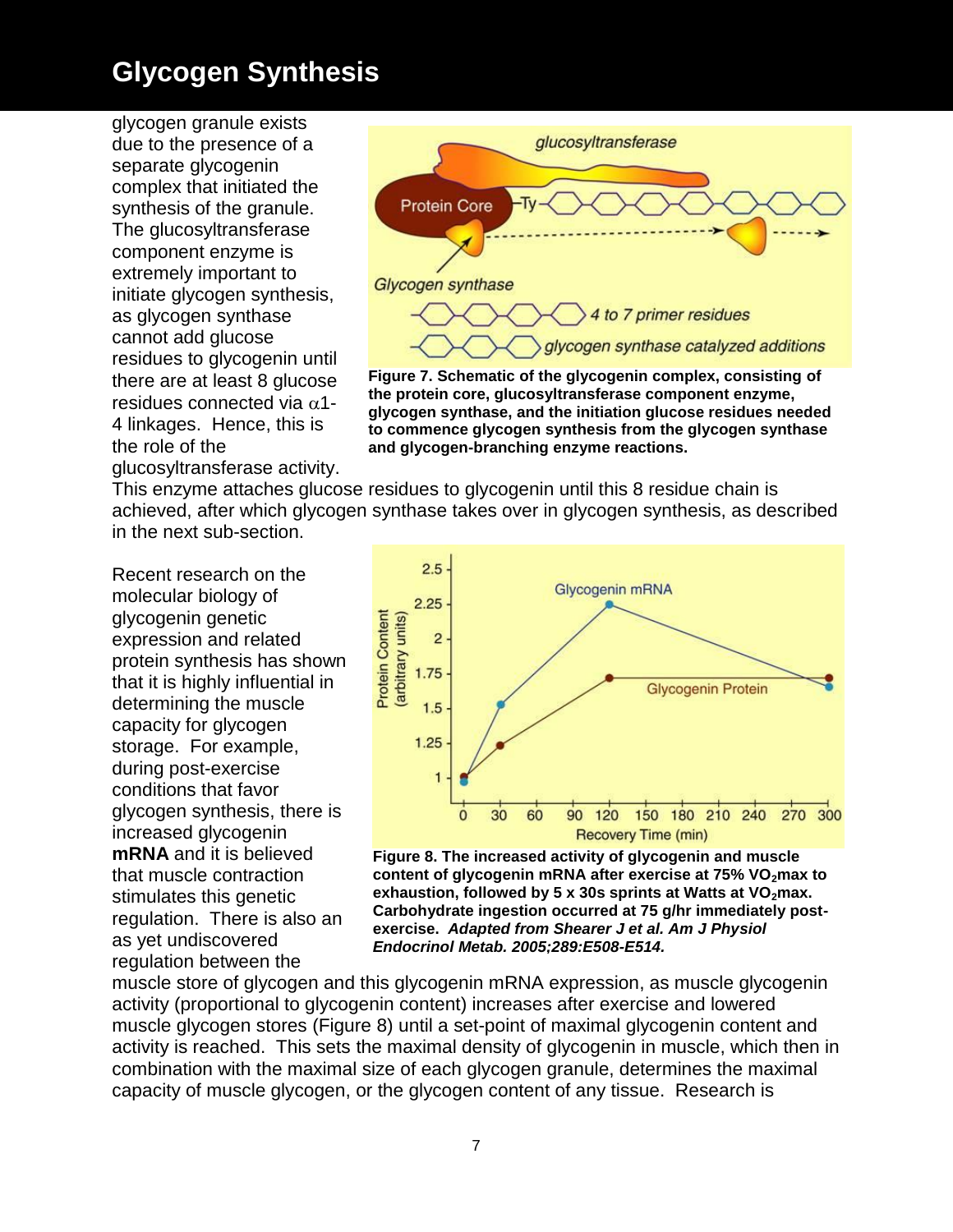# Glycogen Synthesis

glycogen granule exists due to the presence of a separate glycogenin complex that initiated the synthesis of the granule. The glucosyltransferase component enzyme is extremely important to initiate glycogen synthesis, as glycogen synthase cannot add glucose residues to glycogenin until there are at least 8 glucose residues connected via $\alpha$1-4 linkages. Hence, this is the role of the glucosyltransferase activity. This enzyme attaches glucose residues to glycogenin until this 8 residue chain is achieved, after which glycogen synthase takes over in glycogen synthesis, as described in the next sub-section.

**Figure 7. Schematic of the glycogenin complex, consisting of the protein core, glucosyltransferase component enzyme, glycogen synthase, and the initiation glucose residues needed to commence glycogen synthesis from the glycogen synthase and glycogen-branching enzyme reactions.**

Recent research on the molecular biology of glycogenin genetic expression and related protein synthesis has shown that it is highly influential in determining the muscle capacity for glycogen storage. For example, during post-exercise conditions that favor glycogen synthesis, there is increased glycogenin **mRNA** and it is believed that muscle contraction stimulates this genetic regulation. There is also an as yet undiscovered regulation between the muscle store of glycogen and this glycogenin mRNA expression, as muscle glycogenin activity (proportional to glycogenin content) increases after exercise and lowered muscle glycogen stores (Figure 8) until a set-point of maximal glycogenin content and activity is reached. This sets the maximal density of glycogenin in muscle, which then in combination with the maximal size of each glycogen granule, determines the maximal capacity of muscle glycogen, or the glycogen content of any tissue. Research is

**Figure 8. The increased activity of glycogenin and muscle content of glycogenin mRNA after exercise at 75% $VO_2$max to exhaustion, followed by 5 x 30s sprints at Watts at $VO_2$max. Carbohydrate ingestion occurred at 75 g/hr immediately post-exercise.** ***Adapted from Shearer J et al. Am J Physiol Endocrinol Metab. 2005;289:E508-E514.***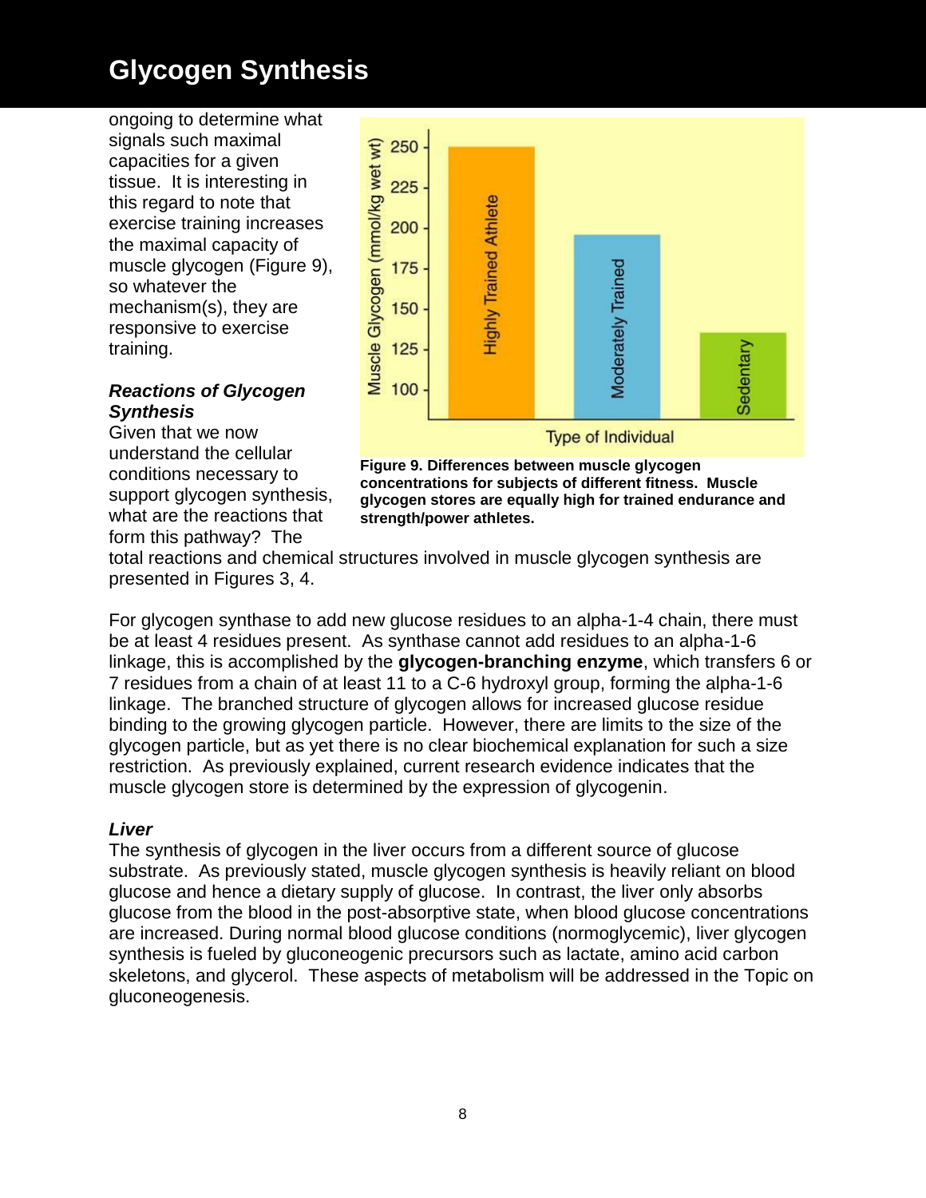# Glycogen Synthesis

ongoing to determine what signals such maximal capacities for a given tissue. It is interesting in this regard to note that exercise training increases the maximal capacity of muscle glycogen (Figure 9), so whatever the mechanism(s), they are responsive to exercise training.

**Figure 9. Differences between muscle glycogen concentrations for subjects of different fitness. Muscle glycogen stores are equally high for trained endurance and strength/power athletes.**

### *Reactions of Glycogen Synthesis*

Given that we now understand the cellular conditions necessary to support glycogen synthesis, what are the reactions that form this pathway? The total reactions and chemical structures involved in muscle glycogen synthesis are presented in Figures 3, 4.

For glycogen synthase to add new glucose residues to an alpha-1-4 chain, there must be at least 4 residues present. As synthase cannot add residues to an alpha-1-6 linkage, this is accomplished by the **glycogen-branching enzyme**, which transfers 6 or 7 residues from a chain of at least 11 to a C-6 hydroxyl group, forming the alpha-1-6 linkage. The branched structure of glycogen allows for increased glucose residue binding to the growing glycogen particle. However, there are limits to the size of the glycogen particle, but as yet there is no clear biochemical explanation for such a size restriction. As previously explained, current research evidence indicates that the muscle glycogen store is determined by the expression of glycogenin.

### *Liver*

The synthesis of glycogen in the liver occurs from a different source of glucose substrate. As previously stated, muscle glycogen synthesis is heavily reliant on blood glucose and hence a dietary supply of glucose. In contrast, the liver only absorbs glucose from the blood in the post-absorptive state, when blood glucose concentrations are increased. During normal blood glucose conditions (normoglycemic), liver glycogen synthesis is fueled by gluconeogenic precursors such as lactate, amino acid carbon skeletons, and glycerol. These aspects of metabolism will be addressed in the Topic on gluconeogenesis.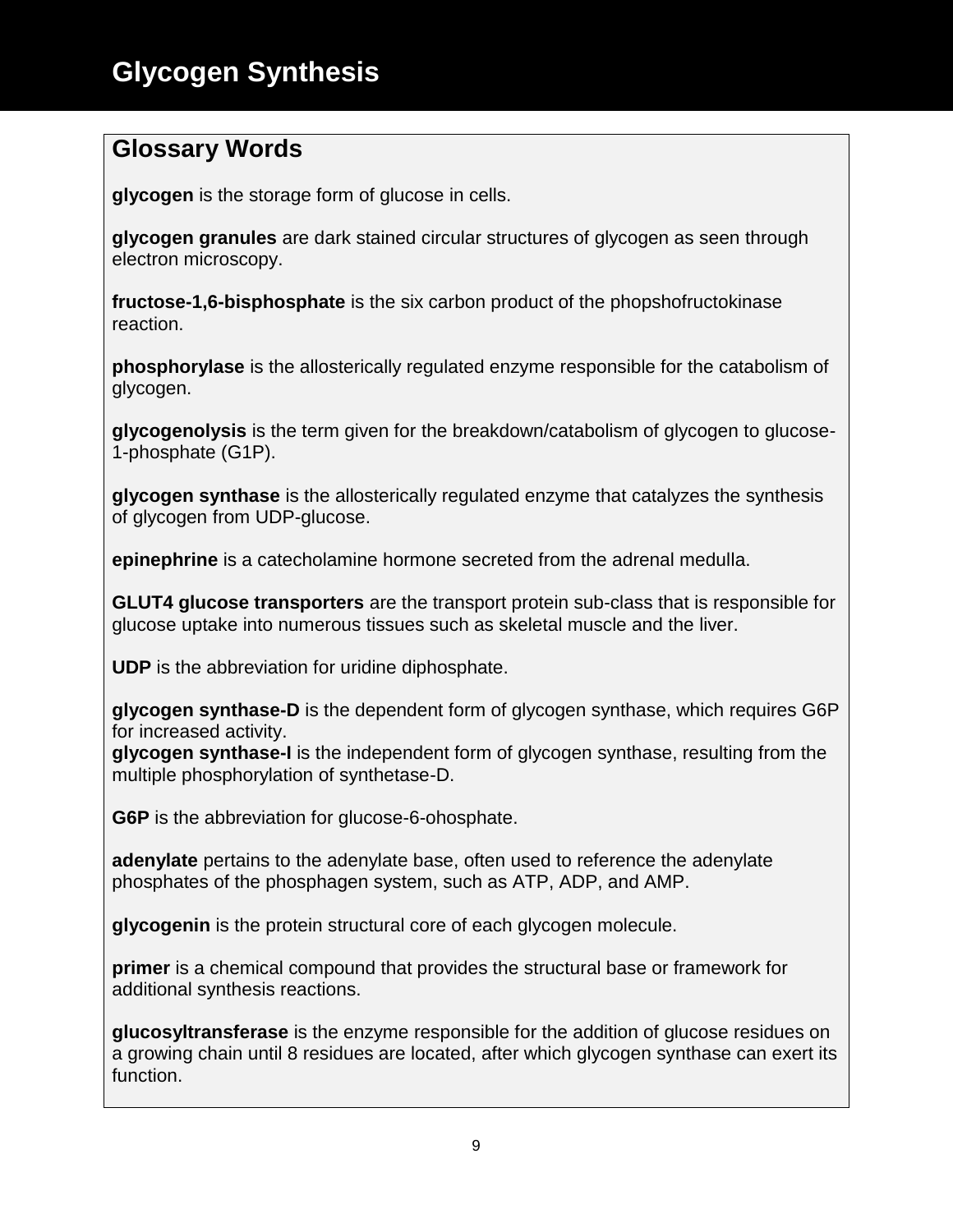# Glycogen Synthesis

## Glossary Words

**glycogen** is the storage form of glucose in cells.

**glycogen granules** are dark stained circular structures of glycogen as seen through electron microscopy.

**fructose-1,6-bisphosphate** is the six carbon product of the phopshofructokinase reaction.

**phosphorylase** is the allosterically regulated enzyme responsible for the catabolism of glycogen.

**glycogenolysis** is the term given for the breakdown/catabolism of glycogen to glucose-1-phosphate (G1P).

**glycogen synthase** is the allosterically regulated enzyme that catalyzes the synthesis of glycogen from UDP-glucose.

**epinephrine** is a catecholamine hormone secreted from the adrenal medulla.

**GLUT4 glucose transporters** are the transport protein sub-class that is responsible for glucose uptake into numerous tissues such as skeletal muscle and the liver.

**UDP** is the abbreviation for uridine diphosphate.

**glycogen synthase-D** is the dependent form of glycogen synthase, which requires G6P for increased activity.
**glycogen synthase-I** is the independent form of glycogen synthase, resulting from the multiple phosphorylation of synthetase-D.

**G6P** is the abbreviation for glucose-6-ohosphate.

**adenylate** pertains to the adenylate base, often used to reference the adenylate phosphates of the phosphagen system, such as ATP, ADP, and AMP.

**glycogenin** is the protein structural core of each glycogen molecule.

**primer** is a chemical compound that provides the structural base or framework for additional synthesis reactions.

**glucosyltransferase** is the enzyme responsible for the addition of glucose residues on a growing chain until 8 residues are located, after which glycogen synthase can exert its function.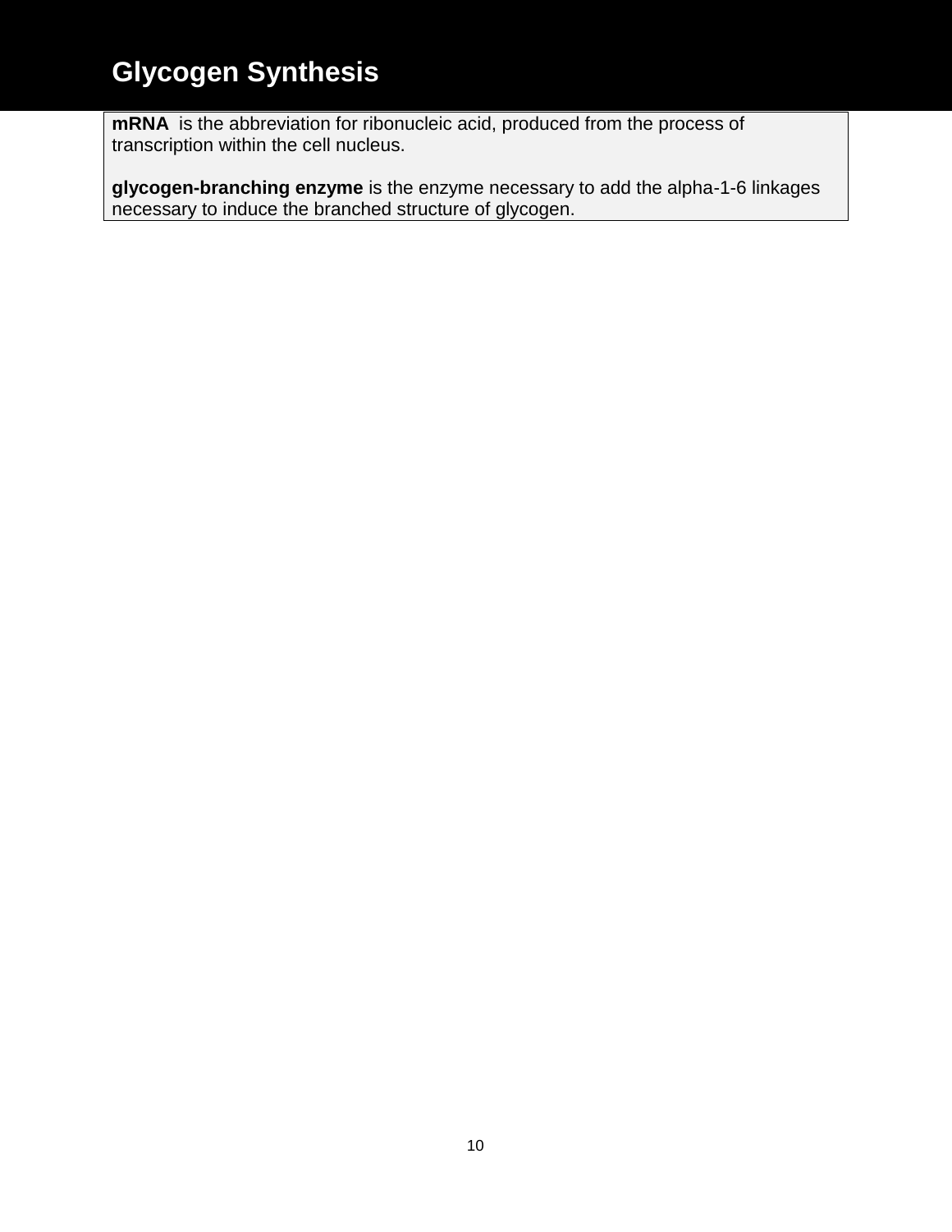# Glycogen Synthesis

**mRNA** is the abbreviation for ribonucleic acid, produced from the process of transcription within the cell nucleus.

**glycogen-branching enzyme** is the enzyme necessary to add the alpha-1-6 linkages necessary to induce the branched structure of glycogen.